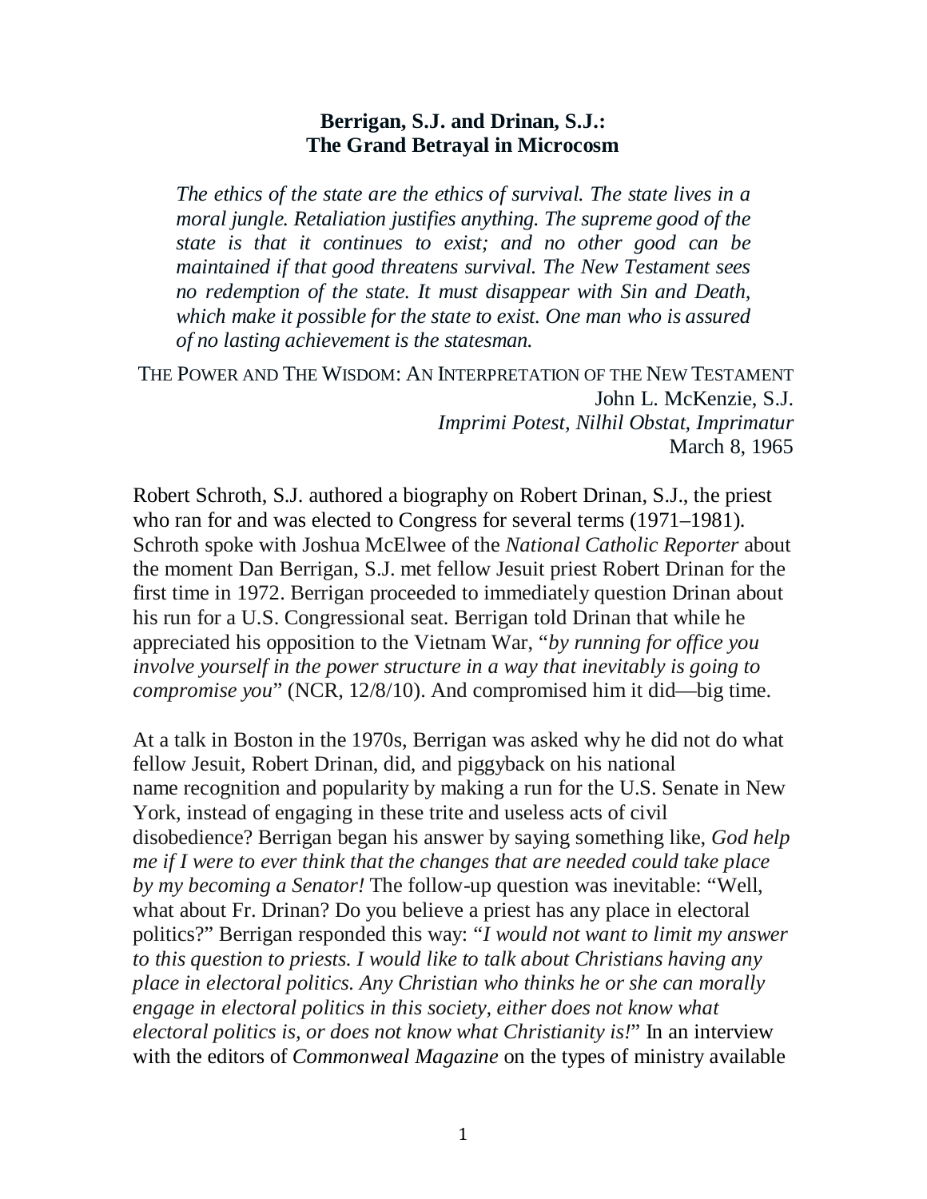# Berrigan, S.J. and Drinan, S.J.: The Grand Betrayal in Microcosm

> *The ethics of the state are the ethics of survival. The state lives in a moral jungle. Retaliation justifies anything. The supreme good of the state is that it continues to exist; and no other good can be maintained if that good threatens survival. The New Testament sees no redemption of the state. It must disappear with Sin and Death, which make it possible for the state to exist. One man who is assured of no lasting achievement is the statesman.*

THE POWER AND THE WISDOM: AN INTERPRETATION OF THE NEW TESTAMENT
John L. McKenzie, S.J.
*Imprimi Potest, Nilhil Obstat, Imprimatur*
March 8, 1965

Robert Schroth, S.J. authored a biography on Robert Drinan, S.J., the priest who ran for and was elected to Congress for several terms (1971–1981). Schroth spoke with Joshua McElwee of the *National Catholic Reporter* about the moment Dan Berrigan, S.J. met fellow Jesuit priest Robert Drinan for the first time in 1972. Berrigan proceeded to immediately question Drinan about his run for a U.S. Congressional seat. Berrigan told Drinan that while he appreciated his opposition to the Vietnam War, "*by running for office you involve yourself in the power structure in a way that inevitably is going to compromise you*" (NCR, 12/8/10). And compromised him it did—big time.

At a talk in Boston in the 1970s, Berrigan was asked why he did not do what fellow Jesuit, Robert Drinan, did, and piggyback on his national name recognition and popularity by making a run for the U.S. Senate in New York, instead of engaging in these trite and useless acts of civil disobedience? Berrigan began his answer by saying something like, *God help me if I were to ever think that the changes that are needed could take place by my becoming a Senator!* The follow-up question was inevitable: "Well, what about Fr. Drinan? Do you believe a priest has any place in electoral politics?" Berrigan responded this way: "*I would not want to limit my answer to this question to priests. I would like to talk about Christians having any place in electoral politics. Any Christian who thinks he or she can morally engage in electoral politics in this society, either does not know what electoral politics is, or does not know what Christianity is!*" In an interview with the editors of *Commonweal Magazine* on the types of ministry available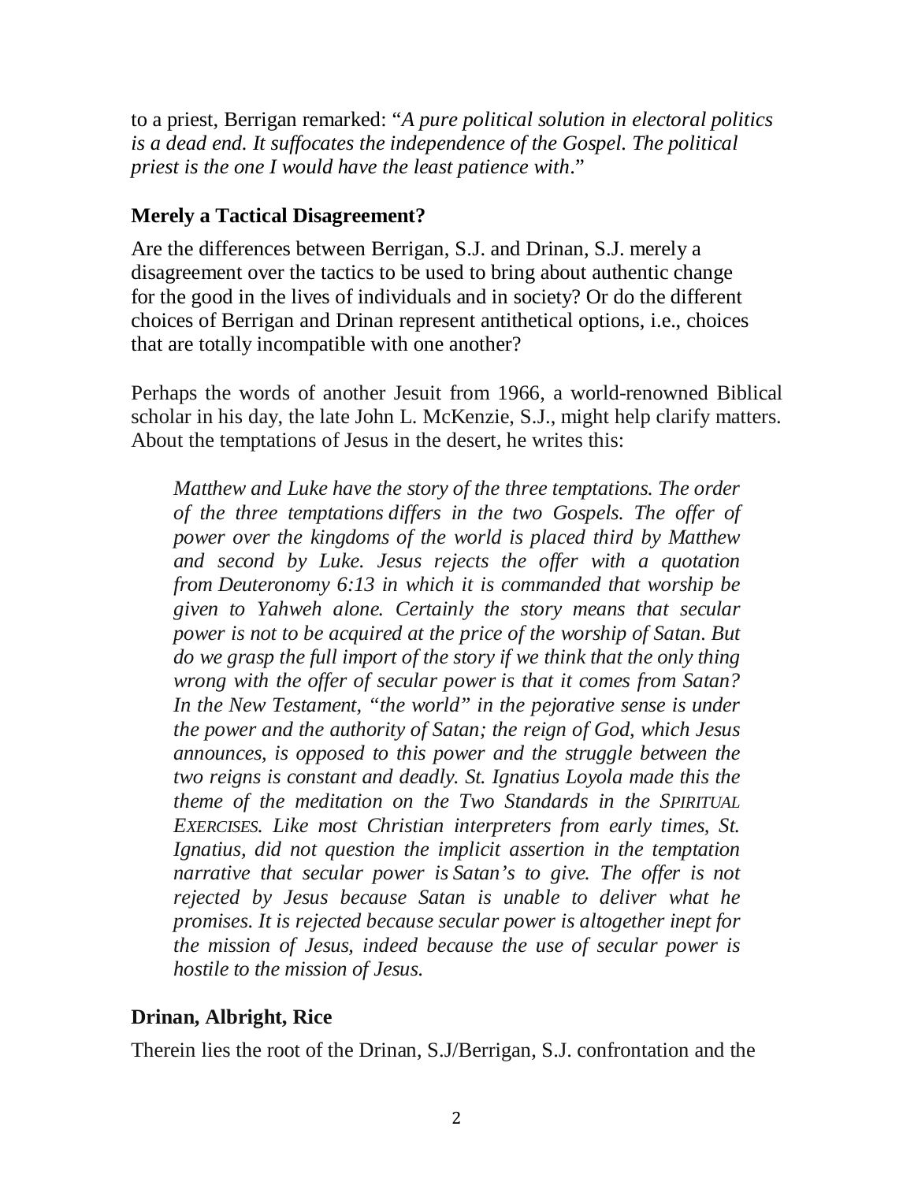to a priest, Berrigan remarked: "*A pure political solution in electoral politics is a dead end. It suffocates the independence of the Gospel. The political priest is the one I would have the least patience with*."

### Merely a Tactical Disagreement?

Are the differences between Berrigan, S.J. and Drinan, S.J. merely a disagreement over the tactics to be used to bring about authentic change for the good in the lives of individuals and in society? Or do the different choices of Berrigan and Drinan represent antithetical options, i.e., choices that are totally incompatible with one another?

Perhaps the words of another Jesuit from 1966, a world-renowned Biblical scholar in his day, the late John L. McKenzie, S.J., might help clarify matters. About the temptations of Jesus in the desert, he writes this:

> *Matthew and Luke have the story of the three temptations. The order of the three temptations differs in the two Gospels. The offer of power over the kingdoms of the world is placed third by Matthew and second by Luke. Jesus rejects the offer with a quotation from Deuteronomy 6:13 in which it is commanded that worship be given to Yahweh alone. Certainly the story means that secular power is not to be acquired at the price of the worship of Satan. But do we grasp the full import of the story if we think that the only thing wrong with the offer of secular power is that it comes from Satan? In the New Testament, "the world" in the pejorative sense is under the power and the authority of Satan; the reign of God, which Jesus announces, is opposed to this power and the struggle between the two reigns is constant and deadly. St. Ignatius Loyola made this the theme of the meditation on the Two Standards in the SPIRITUAL EXERCISES. Like most Christian interpreters from early times, St. Ignatius, did not question the implicit assertion in the temptation narrative that secular power is Satan's to give. The offer is not rejected by Jesus because Satan is unable to deliver what he promises. It is rejected because secular power is altogether inept for the mission of Jesus, indeed because the use of secular power is hostile to the mission of Jesus.*

### Drinan, Albright, Rice

Therein lies the root of the Drinan, S.J/Berrigan, S.J. confrontation and the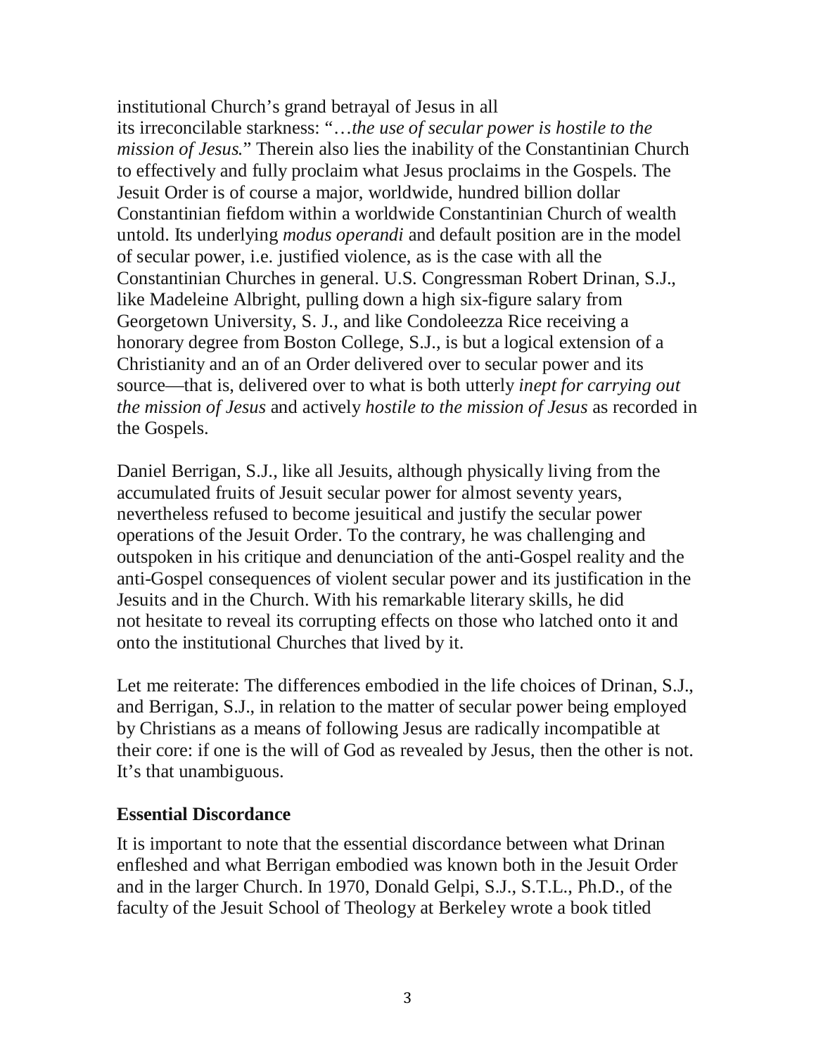institutional Church's grand betrayal of Jesus in all its irreconcilable starkness: "*…the use of secular power is hostile to the mission of Jesus.*" Therein also lies the inability of the Constantinian Church to effectively and fully proclaim what Jesus proclaims in the Gospels. The Jesuit Order is of course a major, worldwide, hundred billion dollar Constantinian fiefdom within a worldwide Constantinian Church of wealth untold. Its underlying *modus operandi* and default position are in the model of secular power, i.e. justified violence, as is the case with all the Constantinian Churches in general. U.S. Congressman Robert Drinan, S.J., like Madeleine Albright, pulling down a high six-figure salary from Georgetown University, S. J., and like Condoleezza Rice receiving a honorary degree from Boston College, S.J., is but a logical extension of a Christianity and an of an Order delivered over to secular power and its source—that is, delivered over to what is both utterly *inept for carrying out the mission of Jesus* and actively *hostile to the mission of Jesus* as recorded in the Gospels.

Daniel Berrigan, S.J., like all Jesuits, although physically living from the accumulated fruits of Jesuit secular power for almost seventy years, nevertheless refused to become jesuitical and justify the secular power operations of the Jesuit Order. To the contrary, he was challenging and outspoken in his critique and denunciation of the anti-Gospel reality and the anti-Gospel consequences of violent secular power and its justification in the Jesuits and in the Church. With his remarkable literary skills, he did not hesitate to reveal its corrupting effects on those who latched onto it and onto the institutional Churches that lived by it.

Let me reiterate: The differences embodied in the life choices of Drinan, S.J., and Berrigan, S.J., in relation to the matter of secular power being employed by Christians as a means of following Jesus are radically incompatible at their core: if one is the will of God as revealed by Jesus, then the other is not. It's that unambiguous.

**Essential Discordance**

It is important to note that the essential discordance between what Drinan enfleshed and what Berrigan embodied was known both in the Jesuit Order and in the larger Church. In 1970, Donald Gelpi, S.J., S.T.L., Ph.D., of the faculty of the Jesuit School of Theology at Berkeley wrote a book titled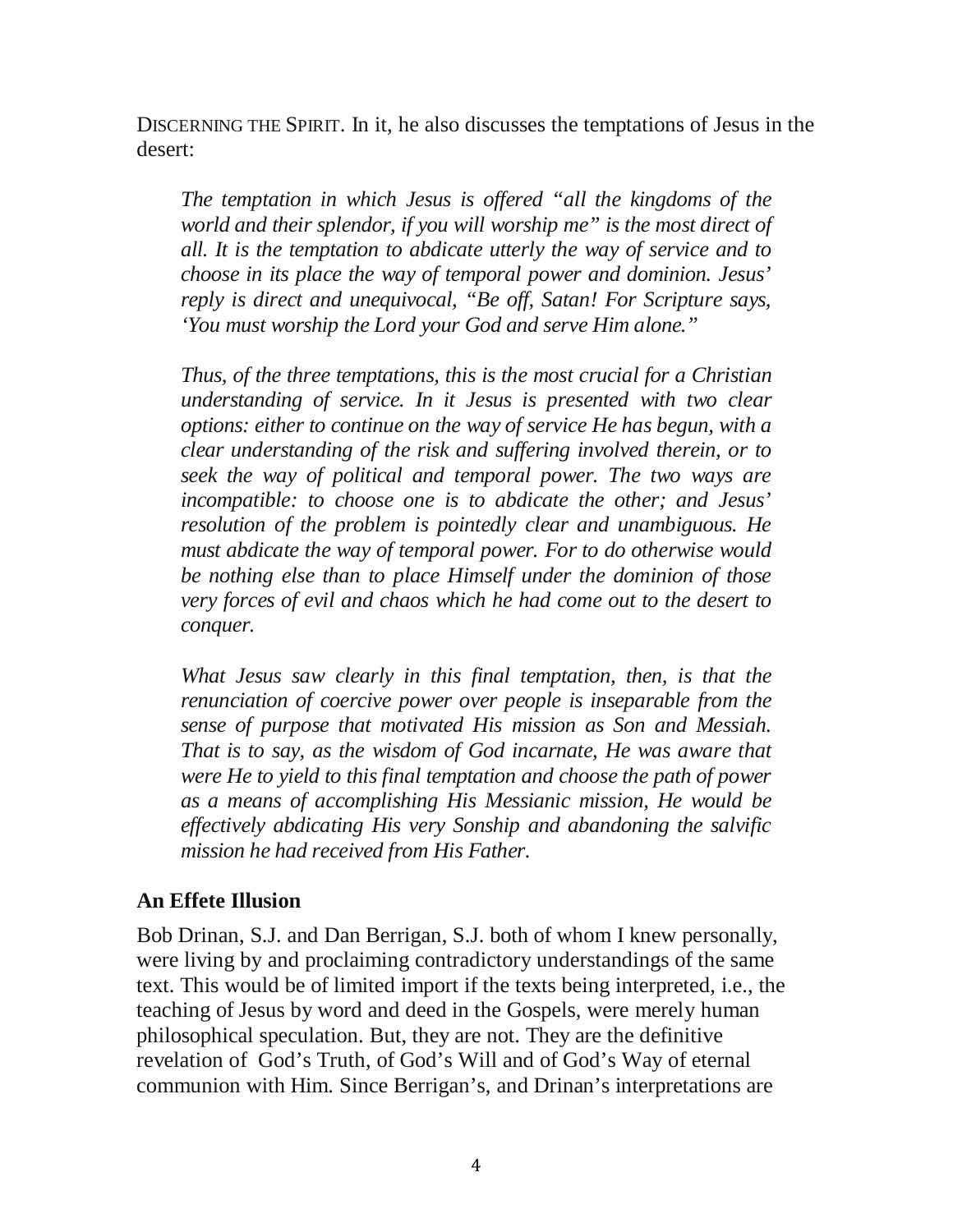DISCERNING THE SPIRIT. In it, he also discusses the temptations of Jesus in the desert:

> *The temptation in which Jesus is offered "all the kingdoms of the world and their splendor, if you will worship me" is the most direct of all. It is the temptation to abdicate utterly the way of service and to choose in its place the way of temporal power and dominion. Jesus' reply is direct and unequivocal, "Be off, Satan! For Scripture says, 'You must worship the Lord your God and serve Him alone."*
>
> *Thus, of the three temptations, this is the most crucial for a Christian understanding of service. In it Jesus is presented with two clear options: either to continue on the way of service He has begun, with a clear understanding of the risk and suffering involved therein, or to seek the way of political and temporal power. The two ways are incompatible: to choose one is to abdicate the other; and Jesus' resolution of the problem is pointedly clear and unambiguous. He must abdicate the way of temporal power. For to do otherwise would be nothing else than to place Himself under the dominion of those very forces of evil and chaos which he had come out to the desert to conquer.*
>
> *What Jesus saw clearly in this final temptation, then, is that the renunciation of coercive power over people is inseparable from the sense of purpose that motivated His mission as Son and Messiah. That is to say, as the wisdom of God incarnate, He was aware that were He to yield to this final temptation and choose the path of power as a means of accomplishing His Messianic mission, He would be effectively abdicating His very Sonship and abandoning the salvific mission he had received from His Father.*

### An Effete Illusion

Bob Drinan, S.J. and Dan Berrigan, S.J. both of whom I knew personally, were living by and proclaiming contradictory understandings of the same text. This would be of limited import if the texts being interpreted, i.e., the teaching of Jesus by word and deed in the Gospels, were merely human philosophical speculation. But, they are not. They are the definitive revelation of God's Truth, of God's Will and of God's Way of eternal communion with Him. Since Berrigan's, and Drinan's interpretations are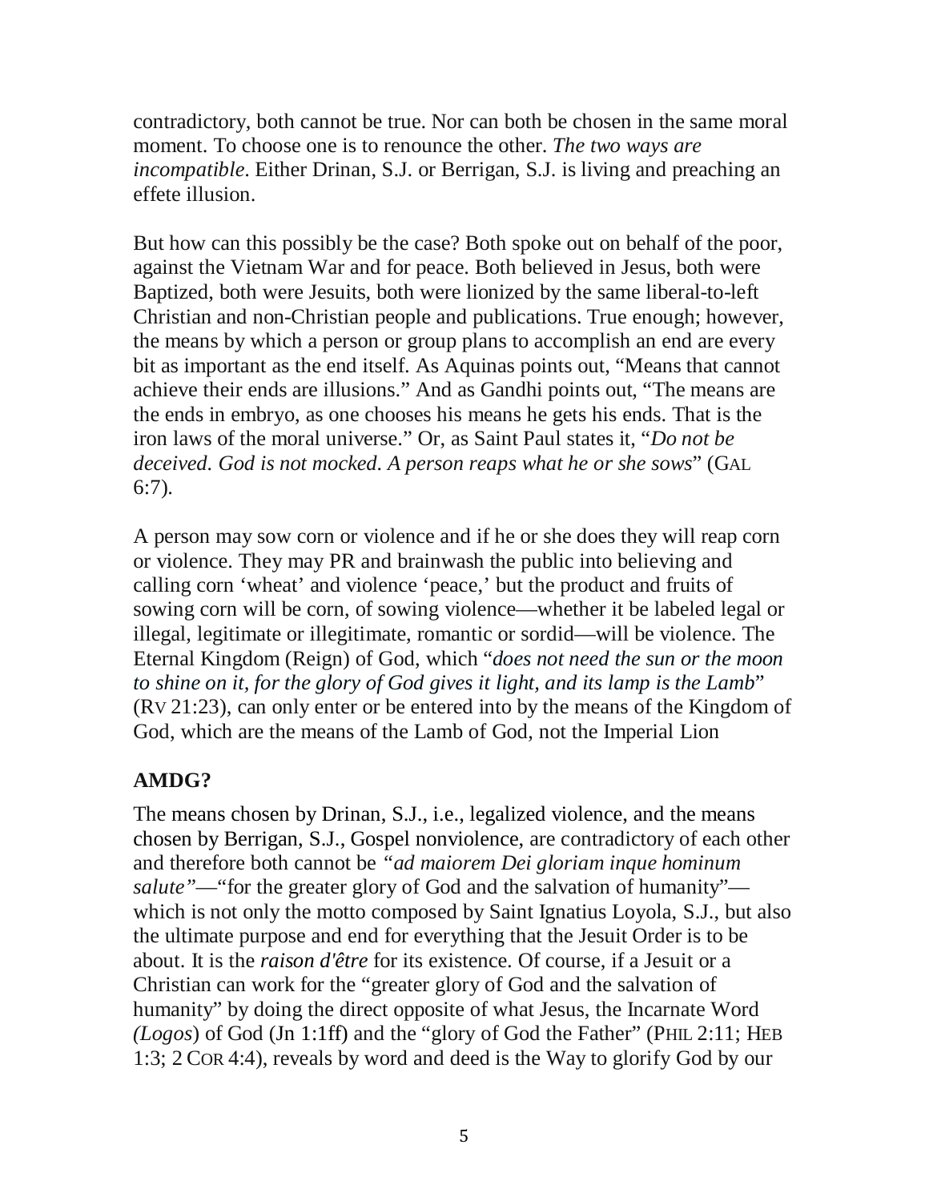contradictory, both cannot be true. Nor can both be chosen in the same moral moment. To choose one is to renounce the other. *The two ways are incompatible*. Either Drinan, S.J. or Berrigan, S.J. is living and preaching an effete illusion.

But how can this possibly be the case? Both spoke out on behalf of the poor, against the Vietnam War and for peace. Both believed in Jesus, both were Baptized, both were Jesuits, both were lionized by the same liberal-to-left Christian and non-Christian people and publications. True enough; however, the means by which a person or group plans to accomplish an end are every bit as important as the end itself. As Aquinas points out, "Means that cannot achieve their ends are illusions." And as Gandhi points out, "The means are the ends in embryo, as one chooses his means he gets his ends. That is the iron laws of the moral universe." Or, as Saint Paul states it, "*Do not be deceived. God is not mocked. A person reaps what he or she sows*" (GAL 6:7).

A person may sow corn or violence and if he or she does they will reap corn or violence. They may PR and brainwash the public into believing and calling corn 'wheat' and violence 'peace,' but the product and fruits of sowing corn will be corn, of sowing violence—whether it be labeled legal or illegal, legitimate or illegitimate, romantic or sordid—will be violence. The Eternal Kingdom (Reign) of God, which "*does not need the sun or the moon to shine on it, for the glory of God gives it light, and its lamp is the Lamb*" (RV 21:23), can only enter or be entered into by the means of the Kingdom of God, which are the means of the Lamb of God, not the Imperial Lion

## AMDG?

The means chosen by Drinan, S.J., i.e., legalized violence, and the means chosen by Berrigan, S.J., Gospel nonviolence, are contradictory of each other and therefore both cannot be *"ad maiorem Dei gloriam inque hominum salute"*—"for the greater glory of God and the salvation of humanity"—which is not only the motto composed by Saint Ignatius Loyola, S.J., but also the ultimate purpose and end for everything that the Jesuit Order is to be about. It is the ***raison d'être*** for its existence. Of course, if a Jesuit or a Christian can work for the "greater glory of God and the salvation of humanity" by doing the direct opposite of what Jesus, the Incarnate Word *(Logos*) of God (Jn 1:1ff) and the "glory of God the Father" (PHIL 2:11; HEB 1:3; 2 COR 4:4), reveals by word and deed is the Way to glorify God by our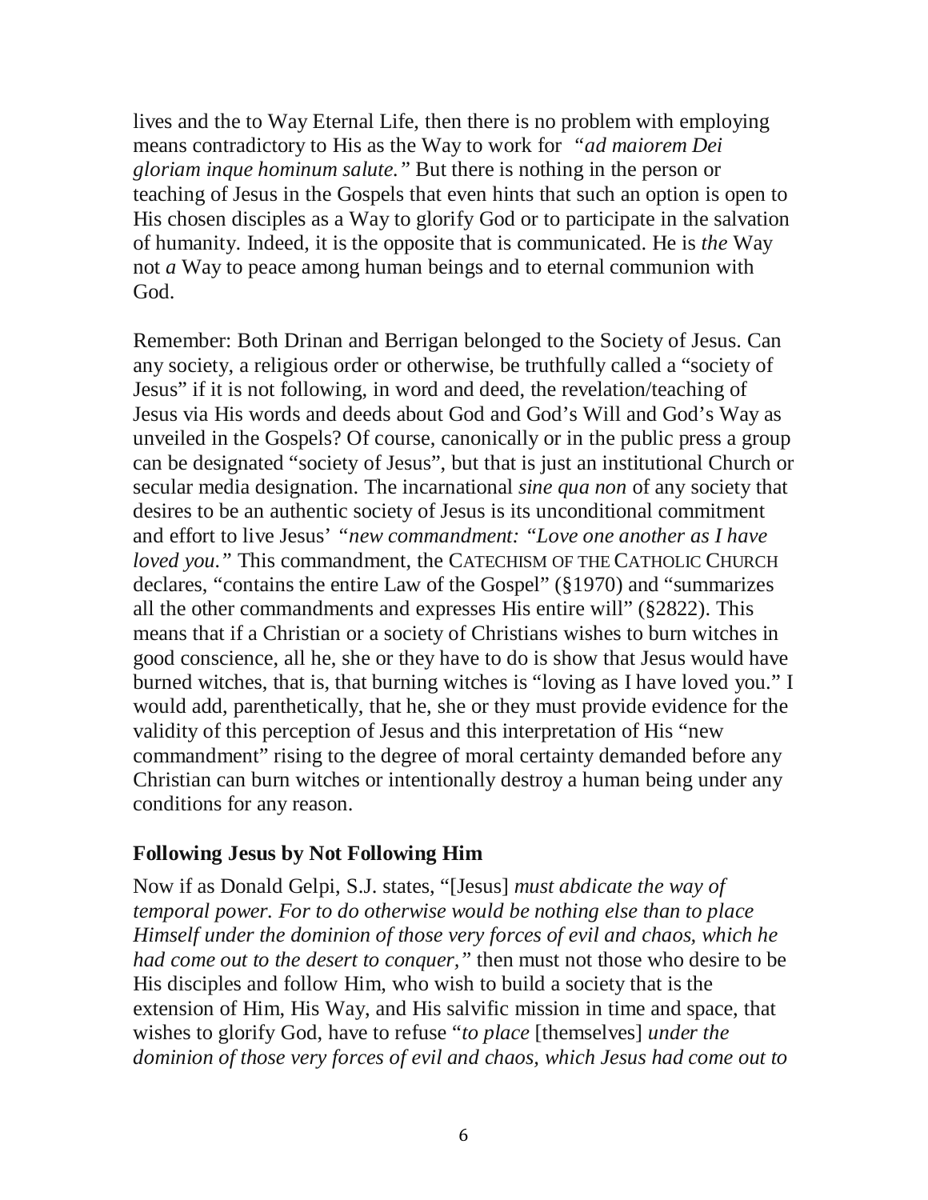lives and the to Way Eternal Life, then there is no problem with employing means contradictory to His as the Way to work for *"ad maiorem Dei gloriam inque hominum salute."* But there is nothing in the person or teaching of Jesus in the Gospels that even hints that such an option is open to His chosen disciples as a Way to glorify God or to participate in the salvation of humanity. Indeed, it is the opposite that is communicated. He is *the* Way not *a* Way to peace among human beings and to eternal communion with God.

Remember: Both Drinan and Berrigan belonged to the Society of Jesus. Can any society, a religious order or otherwise, be truthfully called a "society of Jesus" if it is not following, in word and deed, the revelation/teaching of Jesus via His words and deeds about God and God's Will and God's Way as unveiled in the Gospels? Of course, canonically or in the public press a group can be designated "society of Jesus", but that is just an institutional Church or secular media designation. The incarnational *sine qua non* of any society that desires to be an authentic society of Jesus is its unconditional commitment and effort to live Jesus' *"new commandment: "Love one another as I have loved you."* This commandment, the CATECHISM OF THE CATHOLIC CHURCH declares, "contains the entire Law of the Gospel" (§1970) and "summarizes all the other commandments and expresses His entire will" (§2822). This means that if a Christian or a society of Christians wishes to burn witches in good conscience, all he, she or they have to do is show that Jesus would have burned witches, that is, that burning witches is "loving as I have loved you." I would add, parenthetically, that he, she or they must provide evidence for the validity of this perception of Jesus and this interpretation of His "new commandment" rising to the degree of moral certainty demanded before any Christian can burn witches or intentionally destroy a human being under any conditions for any reason.

### Following Jesus by Not Following Him

Now if as Donald Gelpi, S.J. states, "[Jesus] *must abdicate the way of temporal power. For to do otherwise would be nothing else than to place Himself under the dominion of those very forces of evil and chaos, which he had come out to the desert to conquer,"* then must not those who desire to be His disciples and follow Him, who wish to build a society that is the extension of Him, His Way, and His salvific mission in time and space, that wishes to glorify God, have to refuse "*to place* [themselves] *under the dominion of those very forces of evil and chaos, which Jesus had come out to*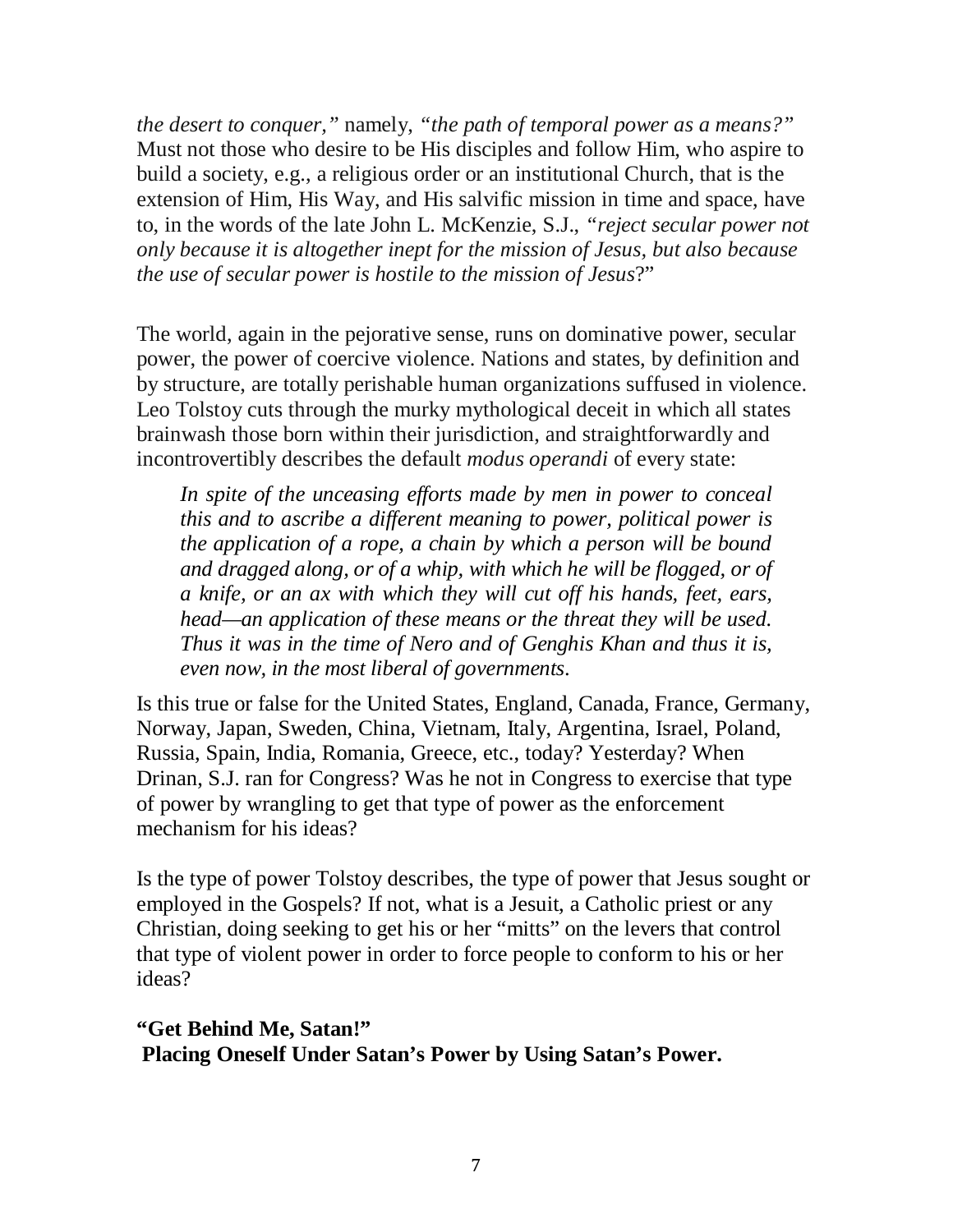*the desert to conquer,"* namely, *"the path of temporal power as a means?"* Must not those who desire to be His disciples and follow Him, who aspire to build a society, e.g., a religious order or an institutional Church, that is the extension of Him, His Way, and His salvific mission in time and space, have to, in the words of the late John L. McKenzie, S.J., *"reject secular power not only because it is altogether inept for the mission of Jesus, but also because the use of secular power is hostile to the mission of Jesus*?"

The world, again in the pejorative sense, runs on dominative power, secular power, the power of coercive violence. Nations and states, by definition and by structure, are totally perishable human organizations suffused in violence. Leo Tolstoy cuts through the murky mythological deceit in which all states brainwash those born within their jurisdiction, and straightforwardly and incontrovertibly describes the default *modus operandi* of every state:

> *In spite of the unceasing efforts made by men in power to conceal this and to ascribe a different meaning to power, political power is the application of a rope, a chain by which a person will be bound and dragged along, or of a whip, with which he will be flogged, or of a knife, or an ax with which they will cut off his hands, feet, ears, head—an application of these means or the threat they will be used. Thus it was in the time of Nero and of Genghis Khan and thus it is, even now, in the most liberal of governments.*

Is this true or false for the United States, England, Canada, France, Germany, Norway, Japan, Sweden, China, Vietnam, Italy, Argentina, Israel, Poland, Russia, Spain, India, Romania, Greece, etc., today? Yesterday? When Drinan, S.J. ran for Congress? Was he not in Congress to exercise that type of power by wrangling to get that type of power as the enforcement mechanism for his ideas?

Is the type of power Tolstoy describes, the type of power that Jesus sought or employed in the Gospels? If not, what is a Jesuit, a Catholic priest or any Christian, doing seeking to get his or her "mitts" on the levers that control that type of violent power in order to force people to conform to his or her ideas?

**"Get Behind Me, Satan!"**
**Placing Oneself Under Satan's Power by Using Satan's Power.**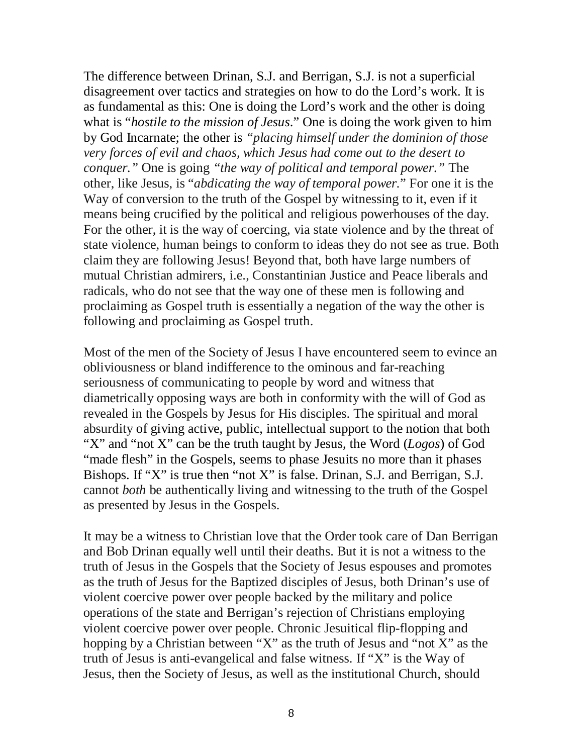The difference between Drinan, S.J. and Berrigan, S.J. is not a superficial disagreement over tactics and strategies on how to do the Lord's work. It is as fundamental as this: One is doing the Lord's work and the other is doing what is "*hostile to the mission of Jesus*." One is doing the work given to him by God Incarnate; the other is *"placing himself under the dominion of those very forces of evil and chaos, which Jesus had come out to the desert to conquer."* One is going *"the way of political and temporal power."* The other, like Jesus, is "*abdicating the way of temporal power*." For one it is the Way of conversion to the truth of the Gospel by witnessing to it, even if it means being crucified by the political and religious powerhouses of the day. For the other, it is the way of coercing, via state violence and by the threat of state violence, human beings to conform to ideas they do not see as true. Both claim they are following Jesus! Beyond that, both have large numbers of mutual Christian admirers, i.e., Constantinian Justice and Peace liberals and radicals, who do not see that the way one of these men is following and proclaiming as Gospel truth is essentially a negation of the way the other is following and proclaiming as Gospel truth.

Most of the men of the Society of Jesus I have encountered seem to evince an obliviousness or bland indifference to the ominous and far-reaching seriousness of communicating to people by word and witness that diametrically opposing ways are both in conformity with the will of God as revealed in the Gospels by Jesus for His disciples. The spiritual and moral absurdity of giving active, public, intellectual support to the notion that both "X" and "not X" can be the truth taught by Jesus, the Word (*Logos*) of God "made flesh" in the Gospels, seems to phase Jesuits no more than it phases Bishops. If "X" is true then "not X" is false. Drinan, S.J. and Berrigan, S.J. cannot *both* be authentically living and witnessing to the truth of the Gospel as presented by Jesus in the Gospels.

It may be a witness to Christian love that the Order took care of Dan Berrigan and Bob Drinan equally well until their deaths. But it is not a witness to the truth of Jesus in the Gospels that the Society of Jesus espouses and promotes as the truth of Jesus for the Baptized disciples of Jesus, both Drinan's use of violent coercive power over people backed by the military and police operations of the state and Berrigan's rejection of Christians employing violent coercive power over people. Chronic Jesuitical flip-flopping and hopping by a Christian between "X" as the truth of Jesus and "not X" as the truth of Jesus is anti-evangelical and false witness. If "X" is the Way of Jesus, then the Society of Jesus, as well as the institutional Church, should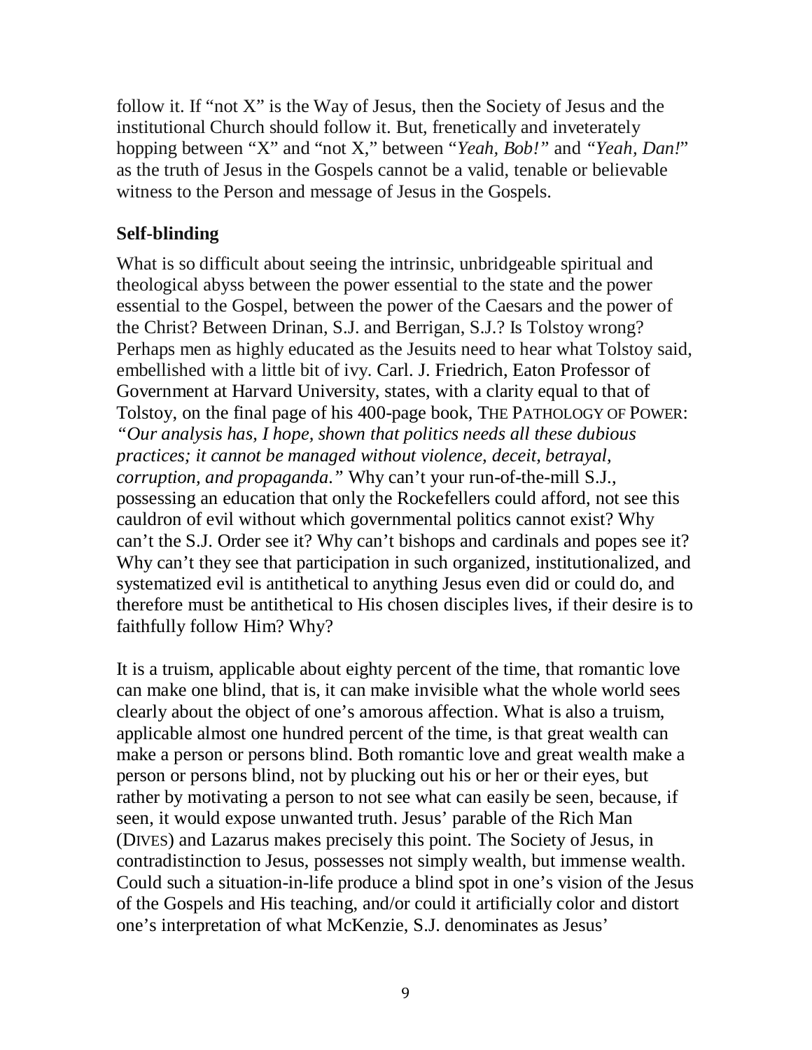follow it. If "not X" is the Way of Jesus, then the Society of Jesus and the institutional Church should follow it. But, frenetically and inveterately hopping between "X" and "not X," between "*Yeah, Bob!*" and "*Yeah, Dan!*" as the truth of Jesus in the Gospels cannot be a valid, tenable or believable witness to the Person and message of Jesus in the Gospels.

**Self-blinding**

What is so difficult about seeing the intrinsic, unbridgeable spiritual and theological abyss between the power essential to the state and the power essential to the Gospel, between the power of the Caesars and the power of the Christ? Between Drinan, S.J. and Berrigan, S.J.? Is Tolstoy wrong? Perhaps men as highly educated as the Jesuits need to hear what Tolstoy said, embellished with a little bit of ivy. Carl. J. Friedrich, Eaton Professor of Government at Harvard University, states, with a clarity equal to that of Tolstoy, on the final page of his 400-page book, THE PATHOLOGY OF POWER: *"Our analysis has, I hope, shown that politics needs all these dubious practices; it cannot be managed without violence, deceit, betrayal, corruption, and propaganda."* Why can't your run-of-the-mill S.J., possessing an education that only the Rockefellers could afford, not see this cauldron of evil without which governmental politics cannot exist? Why can't the S.J. Order see it? Why can't bishops and cardinals and popes see it? Why can't they see that participation in such organized, institutionalized, and systematized evil is antithetical to anything Jesus even did or could do, and therefore must be antithetical to His chosen disciples lives, if their desire is to faithfully follow Him? Why?

It is a truism, applicable about eighty percent of the time, that romantic love can make one blind, that is, it can make invisible what the whole world sees clearly about the object of one's amorous affection. What is also a truism, applicable almost one hundred percent of the time, is that great wealth can make a person or persons blind. Both romantic love and great wealth make a person or persons blind, not by plucking out his or her or their eyes, but rather by motivating a person to not see what can easily be seen, because, if seen, it would expose unwanted truth. Jesus' parable of the Rich Man (DIVES) and Lazarus makes precisely this point. The Society of Jesus, in contradistinction to Jesus, possesses not simply wealth, but immense wealth. Could such a situation-in-life produce a blind spot in one's vision of the Jesus of the Gospels and His teaching, and/or could it artificially color and distort one's interpretation of what McKenzie, S.J. denominates as Jesus'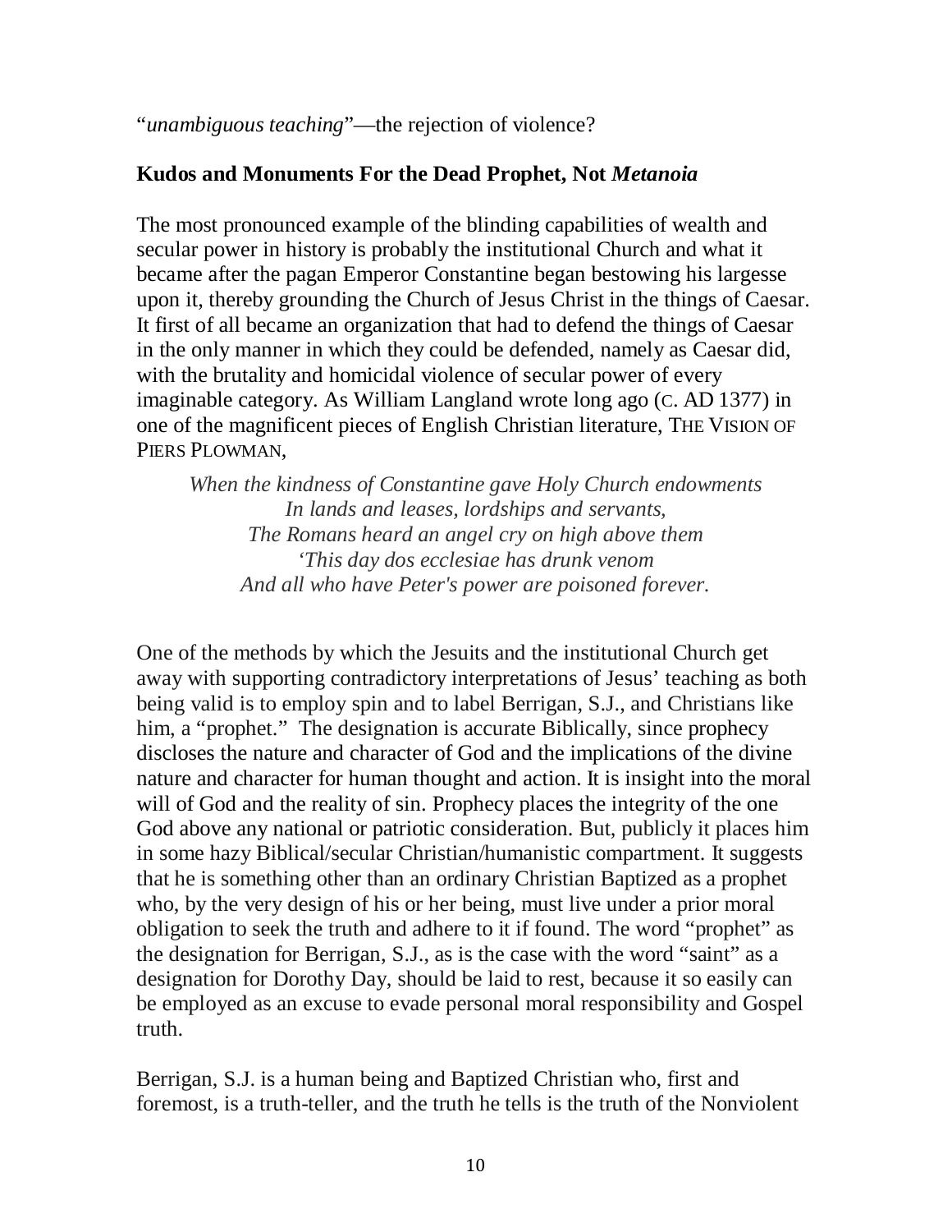"*unambiguous teaching*"—the rejection of violence?

**Kudos and Monuments For the Dead Prophet, Not *Metanoia***

The most pronounced example of the blinding capabilities of wealth and secular power in history is probably the institutional Church and what it became after the pagan Emperor Constantine began bestowing his largesse upon it, thereby grounding the Church of Jesus Christ in the things of Caesar. It first of all became an organization that had to defend the things of Caesar in the only manner in which they could be defended, namely as Caesar did, with the brutality and homicidal violence of secular power of every imaginable category. As William Langland wrote long ago (C. AD 1377) in one of the magnificent pieces of English Christian literature, THE VISION OF PIERS PLOWMAN,

> *When the kindness of Constantine gave Holy Church endowments*
> *In lands and leases, lordships and servants,*
> *The Romans heard an angel cry on high above them*
> *'This day dos ecclesiae has drunk venom*
> *And all who have Peter's power are poisoned forever.*

One of the methods by which the Jesuits and the institutional Church get away with supporting contradictory interpretations of Jesus' teaching as both being valid is to employ spin and to label Berrigan, S.J., and Christians like him, a "prophet." The designation is accurate Biblically, since prophecy discloses the nature and character of God and the implications of the divine nature and character for human thought and action. It is insight into the moral will of God and the reality of sin. Prophecy places the integrity of the one God above any national or patriotic consideration. But, publicly it places him in some hazy Biblical/secular Christian/humanistic compartment. It suggests that he is something other than an ordinary Christian Baptized as a prophet who, by the very design of his or her being, must live under a prior moral obligation to seek the truth and adhere to it if found. The word "prophet" as the designation for Berrigan, S.J., as is the case with the word "saint" as a designation for Dorothy Day, should be laid to rest, because it so easily can be employed as an excuse to evade personal moral responsibility and Gospel truth.

Berrigan, S.J. is a human being and Baptized Christian who, first and foremost, is a truth-teller, and the truth he tells is the truth of the Nonviolent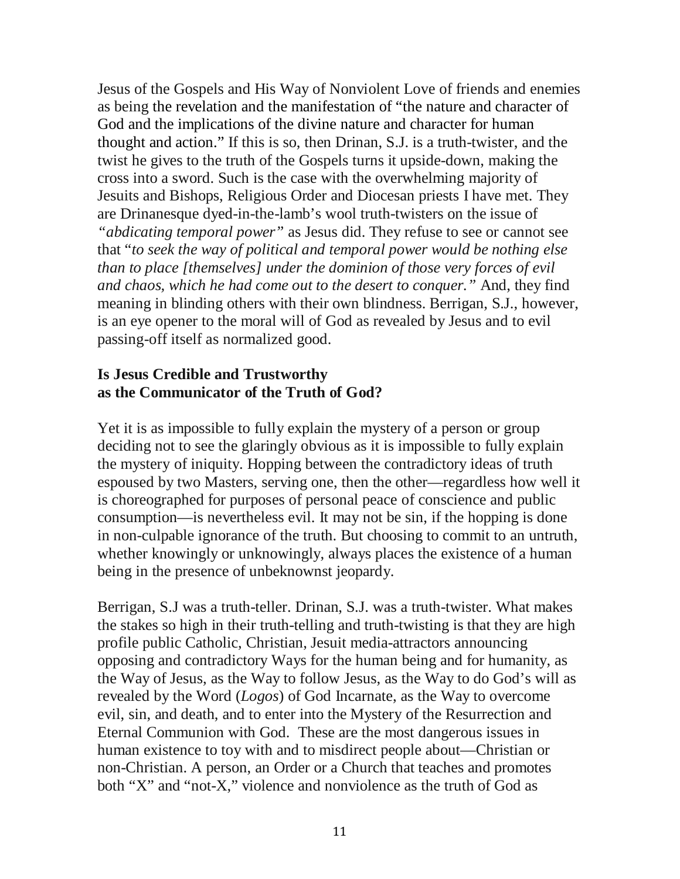Jesus of the Gospels and His Way of Nonviolent Love of friends and enemies as being the revelation and the manifestation of "the nature and character of God and the implications of the divine nature and character for human thought and action." If this is so, then Drinan, S.J. is a truth-twister, and the twist he gives to the truth of the Gospels turns it upside-down, making the cross into a sword. Such is the case with the overwhelming majority of Jesuits and Bishops, Religious Order and Diocesan priests I have met. They are Drinanesque dyed-in-the-lamb's wool truth-twisters on the issue of *"abdicating temporal power"* as Jesus did. They refuse to see or cannot see that "*to seek the way of political and temporal power would be nothing else than to place [themselves] under the dominion of those very forces of evil and chaos, which he had come out to the desert to conquer."* And, they find meaning in blinding others with their own blindness. Berrigan, S.J., however, is an eye opener to the moral will of God as revealed by Jesus and to evil passing-off itself as normalized good.

## Is Jesus Credible and Trustworthy as the Communicator of the Truth of God?

Yet it is as impossible to fully explain the mystery of a person or group deciding not to see the glaringly obvious as it is impossible to fully explain the mystery of iniquity. Hopping between the contradictory ideas of truth espoused by two Masters, serving one, then the other—regardless how well it is choreographed for purposes of personal peace of conscience and public consumption—is nevertheless evil. It may not be sin, if the hopping is done in non-culpable ignorance of the truth. But choosing to commit to an untruth, whether knowingly or unknowingly, always places the existence of a human being in the presence of unbeknownst jeopardy.

Berrigan, S.J was a truth-teller. Drinan, S.J. was a truth-twister. What makes the stakes so high in their truth-telling and truth-twisting is that they are high profile public Catholic, Christian, Jesuit media-attractors announcing opposing and contradictory Ways for the human being and for humanity, as the Way of Jesus, as the Way to follow Jesus, as the Way to do God's will as revealed by the Word (*Logos*) of God Incarnate, as the Way to overcome evil, sin, and death, and to enter into the Mystery of the Resurrection and Eternal Communion with God. These are the most dangerous issues in human existence to toy with and to misdirect people about—Christian or non-Christian. A person, an Order or a Church that teaches and promotes both "X" and "not-X," violence and nonviolence as the truth of God as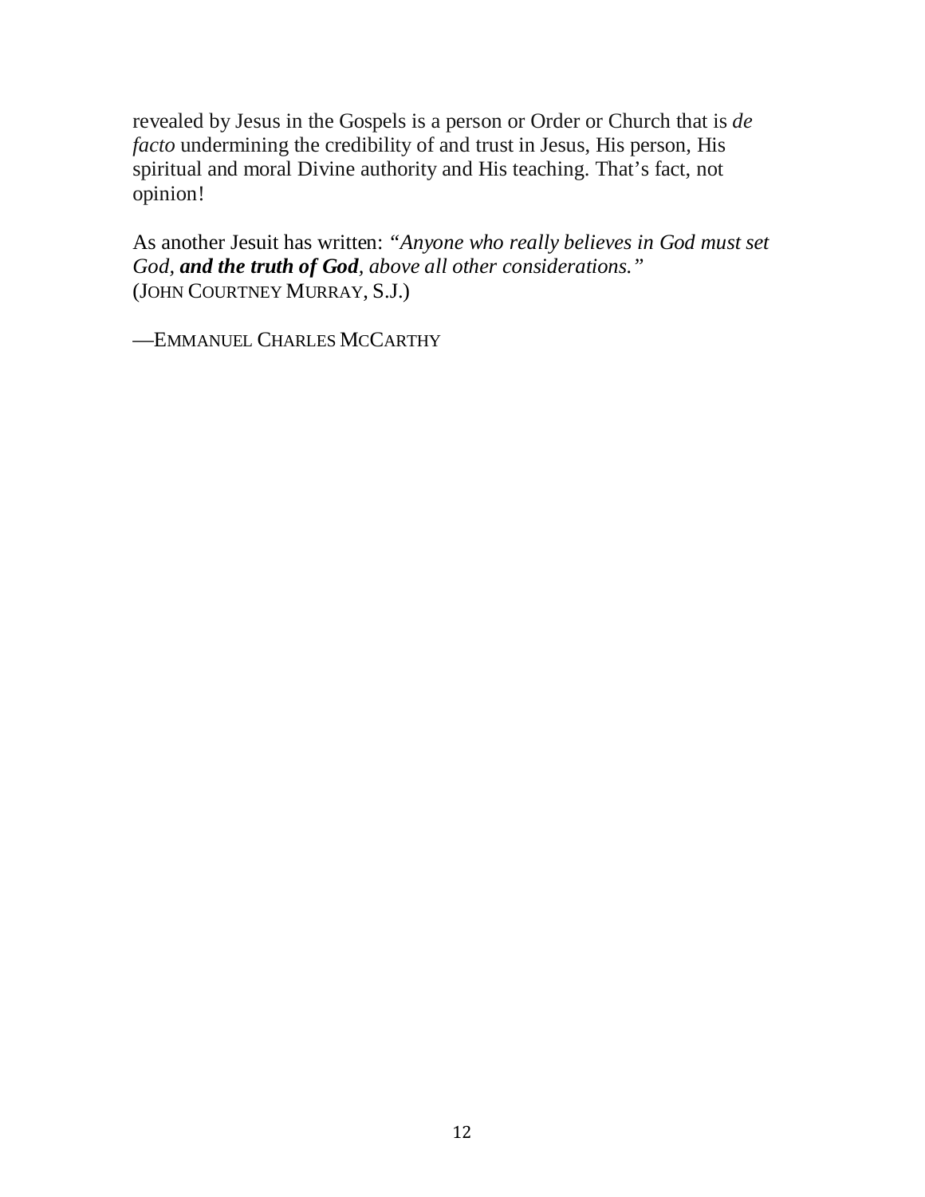revealed by Jesus in the Gospels is a person or Order or Church that is *de facto* undermining the credibility of and trust in Jesus, His person, His spiritual and moral Divine authority and His teaching. That's fact, not opinion!

As another Jesuit has written: *"Anyone who really believes in God must set God, **and the truth of God**, above all other considerations."* (JOHN COURTNEY MURRAY, S.J.)

—EMMANUEL CHARLES MCCARTHY